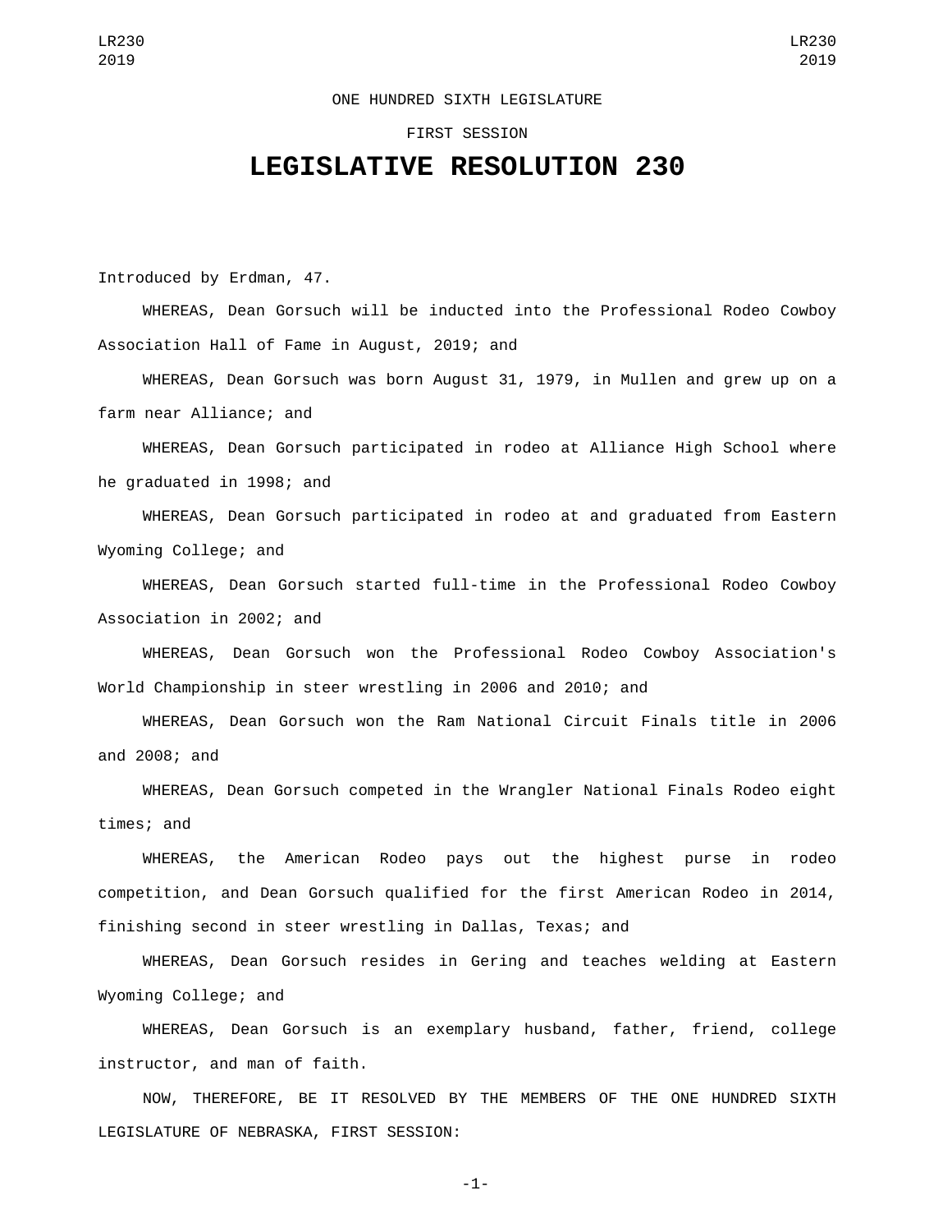ONE HUNDRED SIXTH LEGISLATURE

FIRST SESSION

# LEGISLATIVE RESOLUTION 230

Introduced by Erdman, 47.

WHEREAS, Dean Gorsuch will be inducted into the Professional Rodeo Cowboy Association Hall of Fame in August, 2019; and

WHEREAS, Dean Gorsuch was born August 31, 1979, in Mullen and grew up on a farm near Alliance; and

WHEREAS, Dean Gorsuch participated in rodeo at Alliance High School where he graduated in 1998; and

WHEREAS, Dean Gorsuch participated in rodeo at and graduated from Eastern Wyoming College; and

WHEREAS, Dean Gorsuch started full-time in the Professional Rodeo Cowboy Association in 2002; and

WHEREAS, Dean Gorsuch won the Professional Rodeo Cowboy Association's World Championship in steer wrestling in 2006 and 2010; and

WHEREAS, Dean Gorsuch won the Ram National Circuit Finals title in 2006 and 2008; and

WHEREAS, Dean Gorsuch competed in the Wrangler National Finals Rodeo eight times; and

WHEREAS, the American Rodeo pays out the highest purse in rodeo competition, and Dean Gorsuch qualified for the first American Rodeo in 2014, finishing second in steer wrestling in Dallas, Texas; and

WHEREAS, Dean Gorsuch resides in Gering and teaches welding at Eastern Wyoming College; and

WHEREAS, Dean Gorsuch is an exemplary husband, father, friend, college instructor, and man of faith.

NOW, THEREFORE, BE IT RESOLVED BY THE MEMBERS OF THE ONE HUNDRED SIXTH LEGISLATURE OF NEBRASKA, FIRST SESSION: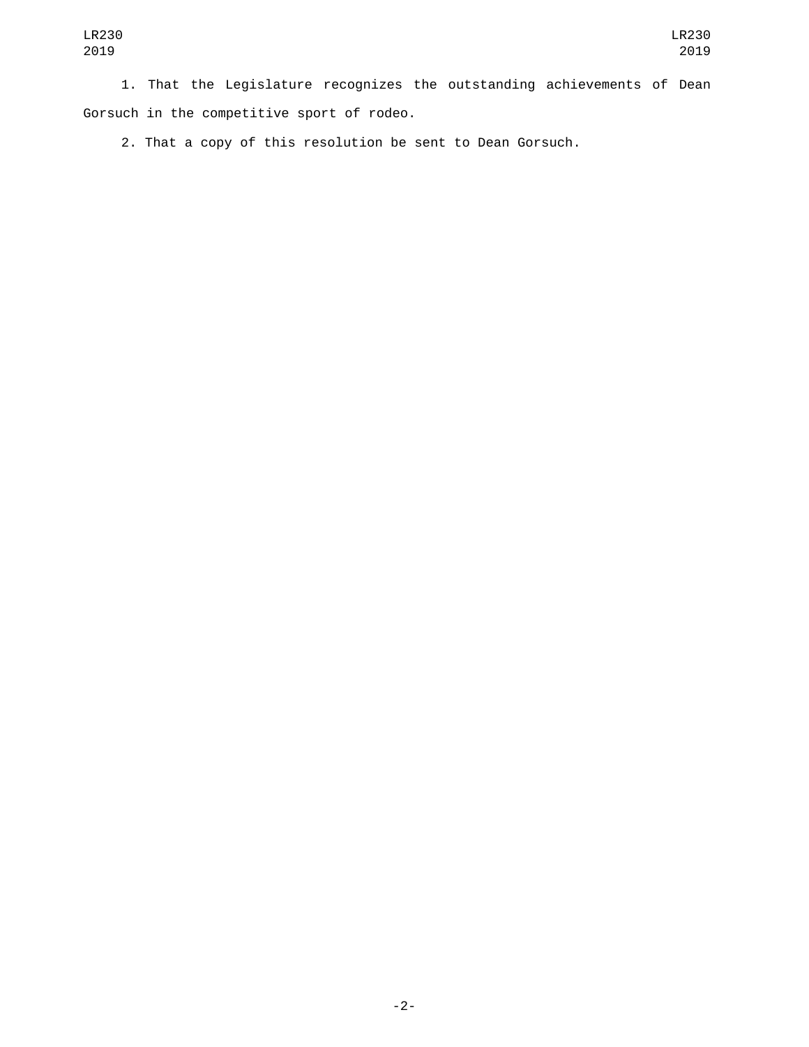1. That the Legislature recognizes the outstanding achievements of Dean Gorsuch in the competitive sport of rodeo.

2. That a copy of this resolution be sent to Dean Gorsuch.